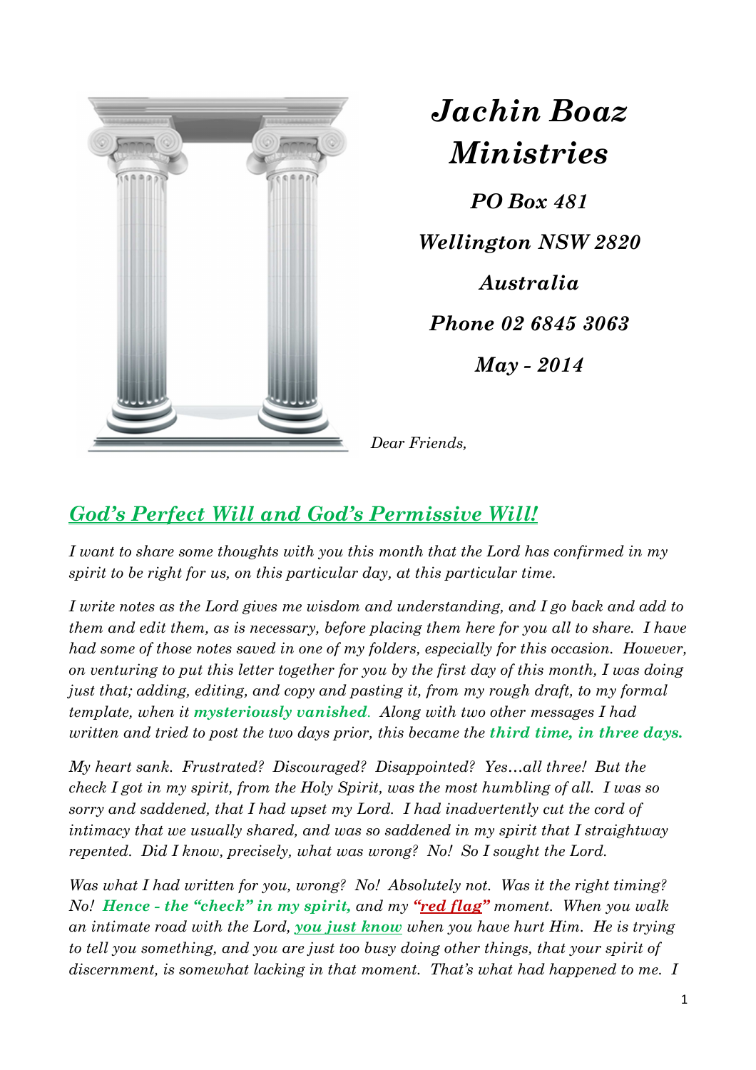# *Jachin Boaz Ministries*

***PO Box 481***

***Wellington NSW 2820***

***Australia***

***Phone 02 6845 3063***

***May - 2014***

*Dear Friends,*

## ***God's Perfect Will and God's Permissive Will!***

*I want to share some thoughts with you this month that the Lord has confirmed in my spirit to be right for us, on this particular day, at this particular time.*

*I write notes as the Lord gives me wisdom and understanding, and I go back and add to them and edit them, as is necessary, before placing them here for you all to share. I have had some of those notes saved in one of my folders, especially for this occasion. However, on venturing to put this letter together for you by the first day of this month, I was doing just that; adding, editing, and copy and pasting it, from my rough draft, to my formal template, when it* ***mysteriously vanished****. Along with two other messages I had written and tried to post the two days prior, this became the* ***third time, in three days.***

*My heart sank. Frustrated? Discouraged? Disappointed? Yes…all three! But the check I got in my spirit, from the Holy Spirit, was the most humbling of all. I was so sorry and saddened, that I had upset my Lord. I had inadvertently cut the cord of intimacy that we usually shared, and was so saddened in my spirit that I straightway repented. Did I know, precisely, what was wrong? No! So I sought the Lord.*

*Was what I had written for you, wrong? No! Absolutely not. Was it the right timing? No!* ***Hence - the "check" in my spirit,*** *and my* ***"red flag"*** *moment. When you walk an intimate road with the Lord,* ***you just know*** *when you have hurt Him. He is trying to tell you something, and you are just too busy doing other things, that your spirit of discernment, is somewhat lacking in that moment. That's what had happened to me. I*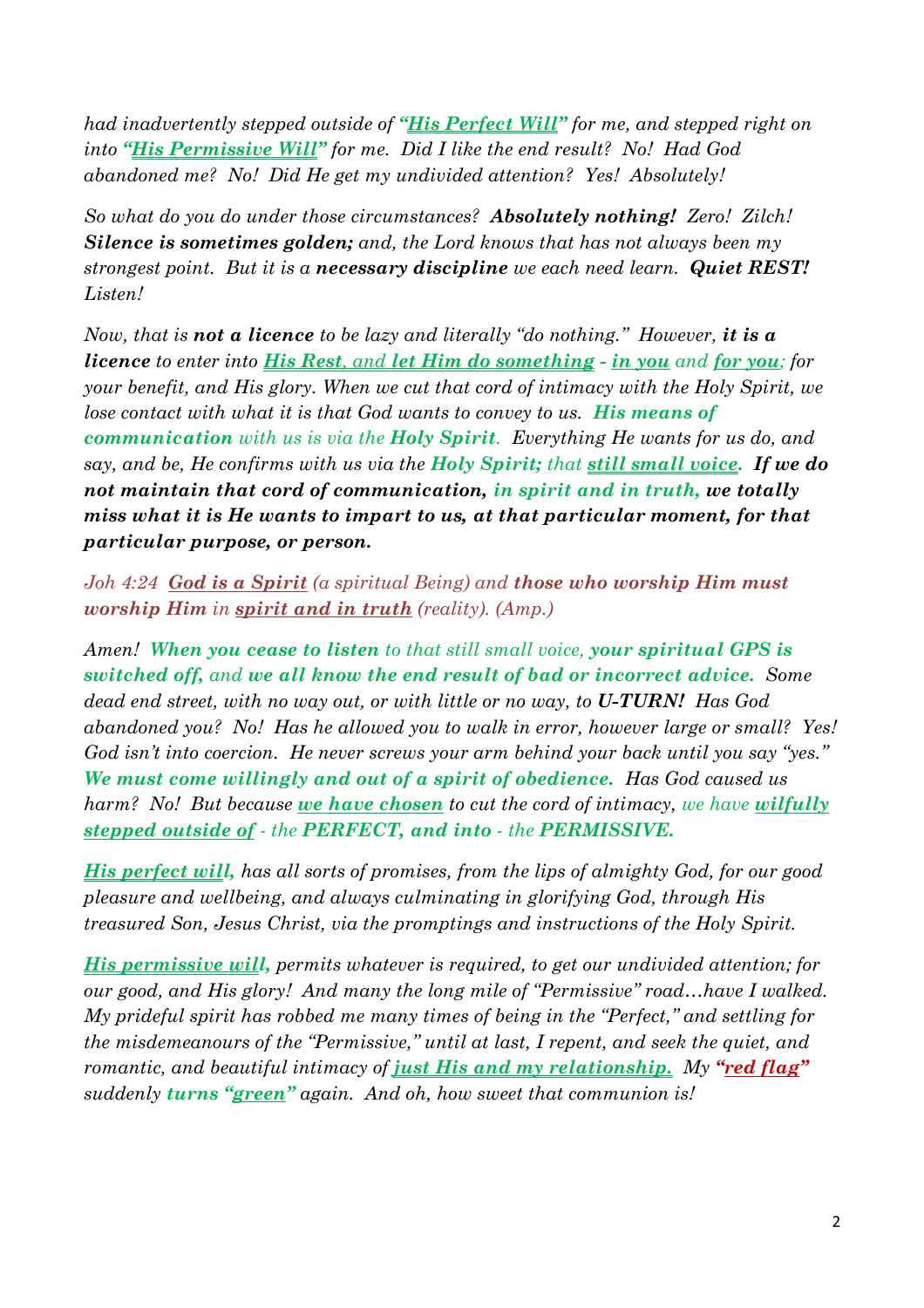*had inadvertently stepped outside of **"His Perfect Will"** for me, and stepped right on into **"His Permissive Will"** for me. Did I like the end result? No! Had God abandoned me? No! Did He get my undivided attention? Yes! Absolutely!*

*So what do you do under those circumstances? **Absolutely nothing!** Zero! Zilch! **Silence is sometimes golden;** and, the Lord knows that has not always been my strongest point. But it is a **necessary discipline** we each need learn. **Quiet REST!** Listen!*

*Now, that is **not a licence** to be lazy and literally "do nothing." However, **it is a licence** to enter into **His Rest**, and **let Him do something - in you** and **for you**; for your benefit, and His glory. When we cut that cord of intimacy with the Holy Spirit, we lose contact with what it is that God wants to convey to us. **His means of communication** with us is via the **Holy Spirit**. Everything He wants for us do, and say, and be, He confirms with us via the **Holy Spirit;** that **still small voice**. **If we do not maintain that cord of communication, in spirit and in truth, we totally miss what it is He wants to impart to us, at that particular moment, for that particular purpose, or person.***

*Joh 4:24 **God is a Spirit** (a spiritual Being) and **those who worship Him must worship Him** in **spirit and in truth** (reality). (Amp.)*

*Amen! **When you cease to listen** to that still small voice, **your spiritual GPS is switched off,** and **we all know the end result of bad or incorrect advice.** Some dead end street, with no way out, or with little or no way, to **U-TURN!** Has God abandoned you? No! Has he allowed you to walk in error, however large or small? Yes! God isn't into coercion. He never screws your arm behind your back until you say "yes." **We must come willingly and out of a spirit of obedience.** Has God caused us harm? No! But because **we have chosen** to cut the cord of intimacy, we have **wilfully stepped outside of** - the **PERFECT, and into** - the **PERMISSIVE.***

***His perfect will,** has all sorts of promises, from the lips of almighty God, for our good pleasure and wellbeing, and always culminating in glorifying God, through His treasured Son, Jesus Christ, via the promptings and instructions of the Holy Spirit.*

***His permissive will,** permits whatever is required, to get our undivided attention; for our good, and His glory! And many the long mile of "Permissive" road…have I walked. My prideful spirit has robbed me many times of being in the "Perfect," and settling for the misdemeanours of the "Permissive," until at last, I repent, and seek the quiet, and romantic, and beautiful intimacy of **just His and my relationship.** My **"red flag"** suddenly **turns "green"** again. And oh, how sweet that communion is!*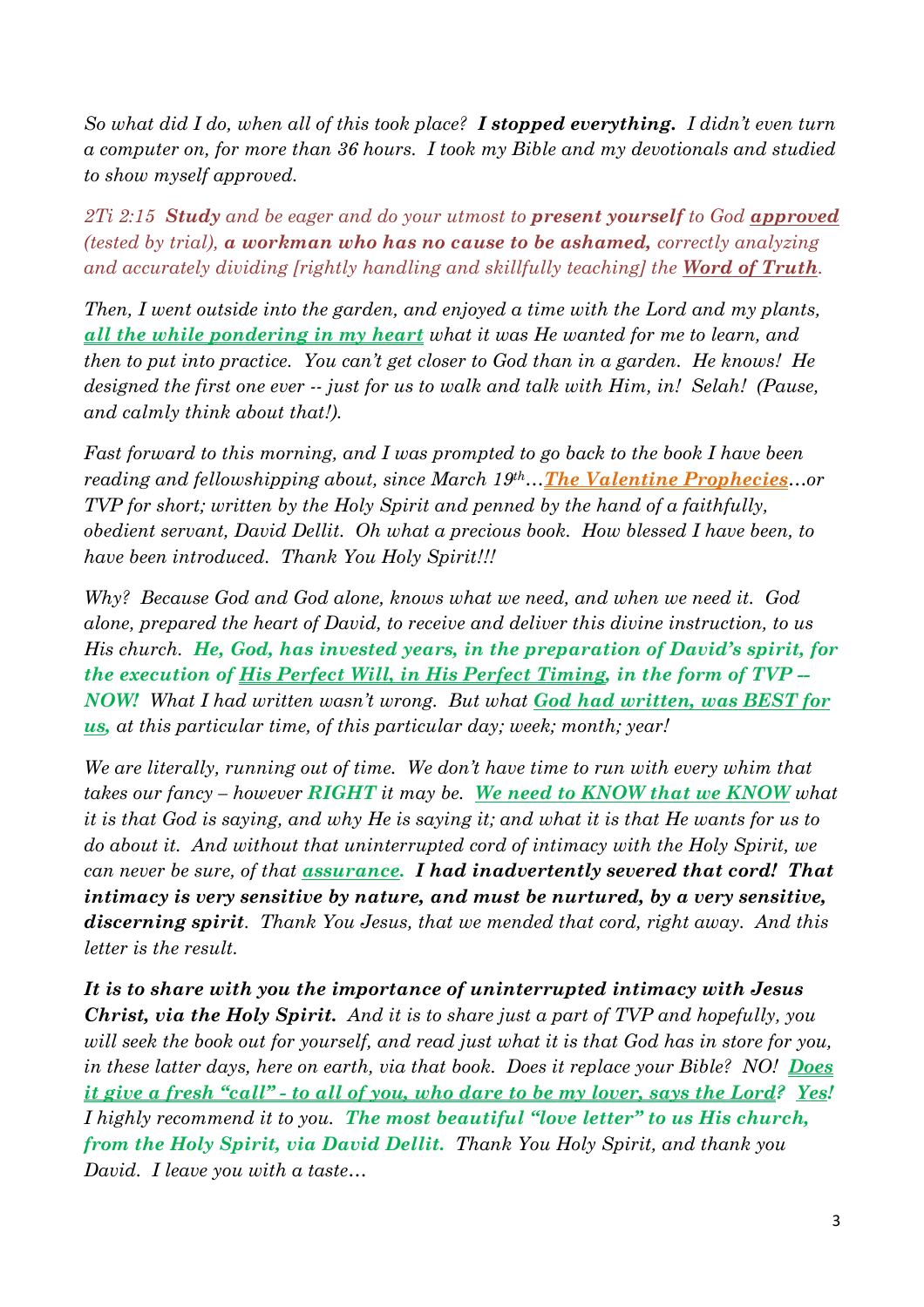*So what did I do, when all of this took place?* ***I stopped everything.*** *I didn't even turn a computer on, for more than 36 hours. I took my Bible and my devotionals and studied to show myself approved.*

*2Ti 2:15* ***Study*** *and be eager and do your utmost to* ***present yourself*** *to God* ***approved*** *(tested by trial),* ***a workman who has no cause to be ashamed,*** *correctly analyzing and accurately dividing [rightly handling and skillfully teaching] the* ***Word of Truth****.*

*Then, I went outside into the garden, and enjoyed a time with the Lord and my plants,* ***all the while pondering in my heart*** *what it was He wanted for me to learn, and then to put into practice. You can't get closer to God than in a garden. He knows! He designed the first one ever -- just for us to walk and talk with Him, in! Selah! (Pause, and calmly think about that!).*

*Fast forward to this morning, and I was prompted to go back to the book I have been reading and fellowshipping about, since March 19th…* ***The Valentine Prophecies****…or TVP for short; written by the Holy Spirit and penned by the hand of a faithfully, obedient servant, David Dellit. Oh what a precious book. How blessed I have been, to have been introduced. Thank You Holy Spirit!!!*

*Why? Because God and God alone, knows what we need, and when we need it. God alone, prepared the heart of David, to receive and deliver this divine instruction, to us His church.* ***He, God, has invested years, in the preparation of David's spirit, for the execution of His Perfect Will, in His Perfect Timing, in the form of TVP -- NOW!*** *What I had written wasn't wrong. But what* ***God had written, was BEST for us,*** *at this particular time, of this particular day; week; month; year!*

*We are literally, running out of time. We don't have time to run with every whim that takes our fancy – however* ***RIGHT*** *it may be.* ***We need to KNOW that we KNOW*** *what it is that God is saying, and why He is saying it; and what it is that He wants for us to do about it. And without that uninterrupted cord of intimacy with the Holy Spirit, we can never be sure, of that* ***assurance.*** ***I had inadvertently severed that cord! That intimacy is very sensitive by nature, and must be nurtured, by a very sensitive, discerning spirit****. Thank You Jesus, that we mended that cord, right away. And this letter is the result.*

***It is to share with you the importance of uninterrupted intimacy with Jesus Christ, via the Holy Spirit.*** *And it is to share just a part of TVP and hopefully, you will seek the book out for yourself, and read just what it is that God has in store for you, in these latter days, here on earth, via that book. Does it replace your Bible? NO!* ***Does it give a fresh "call" - to all of you, who dare to be my lover, says the Lord? Yes!*** *I highly recommend it to you.* ***The most beautiful "love letter" to us His church, from the Holy Spirit, via David Dellit.*** *Thank You Holy Spirit, and thank you David. I leave you with a taste…*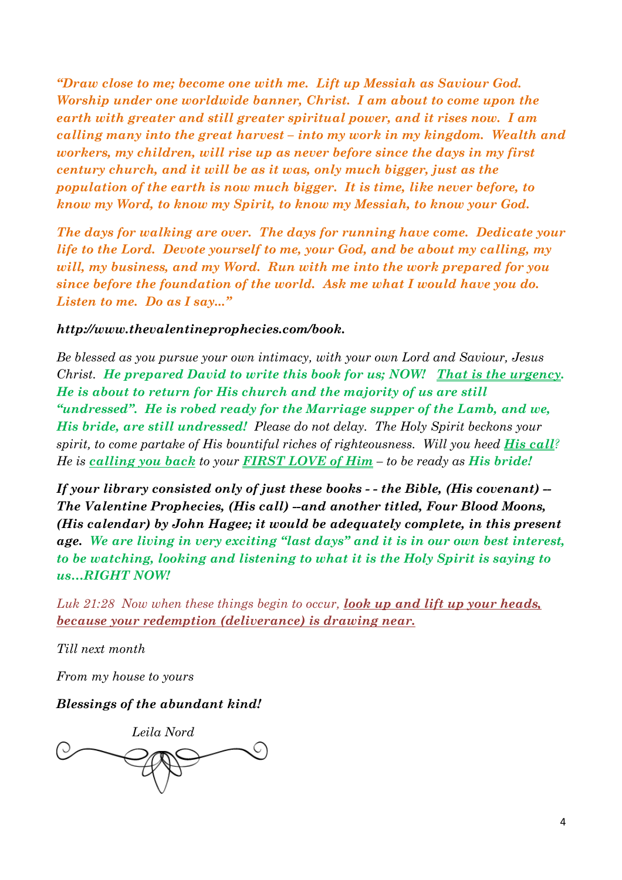***"Draw close to me; become one with me. Lift up Messiah as Saviour God. Worship under one worldwide banner, Christ. I am about to come upon the earth with greater and still greater spiritual power, and it rises now. I am calling many into the great harvest – into my work in my kingdom. Wealth and workers, my children, will rise up as never before since the days in my first century church, and it will be as it was, only much bigger, just as the population of the earth is now much bigger. It is time, like never before, to know my Word, to know my Spirit, to know my Messiah, to know your God.***

***The days for walking are over. The days for running have come. Dedicate your life to the Lord. Devote yourself to me, your God, and be about my calling, my will, my business, and my Word. Run with me into the work prepared for you since before the foundation of the world. Ask me what I would have you do. Listen to me. Do as I say..."***

***http://www.thevalentineprophecies.com/book.***

*Be blessed as you pursue your own intimacy, with your own Lord and Saviour, Jesus Christ.* ***He prepared David to write this book for us; NOW! That is the urgency. He is about to return for His church and the majority of us are still "undressed". He is robed ready for the Marriage supper of the Lamb, and we, His bride, are still undressed!*** *Please do not delay. The Holy Spirit beckons your spirit, to come partake of His bountiful riches of righteousness. Will you heed* ***His call****? He is* ***calling you back*** *to your* ***FIRST LOVE of Him*** *– to be ready as* ***His bride!***

***If your library consisted only of just these books - - the Bible, (His covenant) -- The Valentine Prophecies, (His call) --and another titled, Four Blood Moons, (His calendar) by John Hagee; it would be adequately complete, in this present age. We are living in very exciting "last days" and it is in our own best interest, to be watching, looking and listening to what it is the Holy Spirit is saying to us…RIGHT NOW!***

*Luk 21:28 Now when these things begin to occur,* ***look up and lift up your heads, because your redemption (deliverance) is drawing near.***

*Till next month*

*From my house to yours*

***Blessings of the abundant kind!***

*Leila Nord*